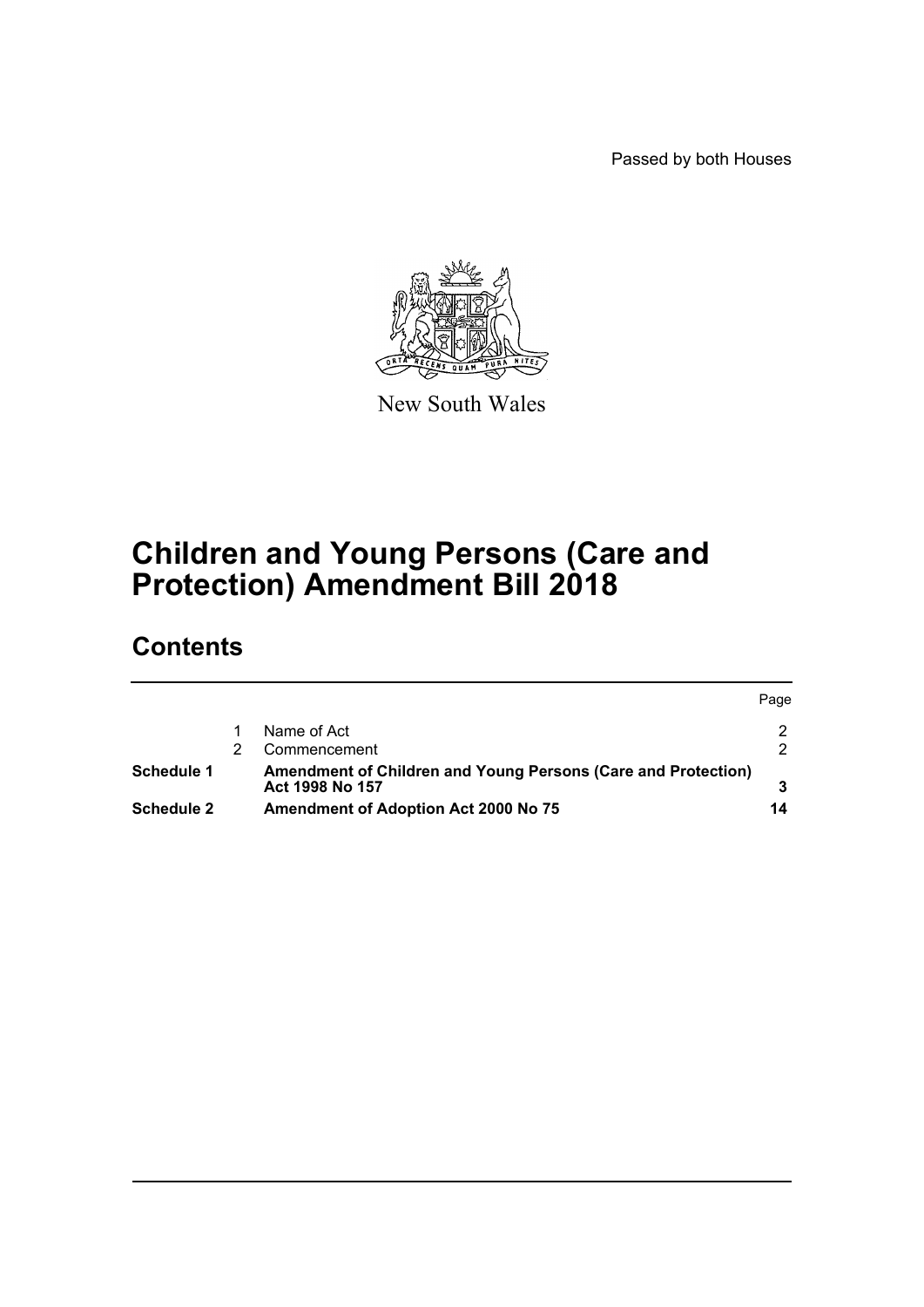Passed by both Houses

New South Wales

# Children and Young Persons (Care and Protection) Amendment Bill 2018

## Contents

| | | | Page |
|---|---|---|---|
| | 1 | Name of Act | 2 |
| | 2 | Commencement | 2 |
| **Schedule 1** | | **Amendment of Children and Young Persons (Care and Protection) Act 1998 No 157** | **3** |
| **Schedule 2** | | **Amendment of Adoption Act 2000 No 75** | **14** |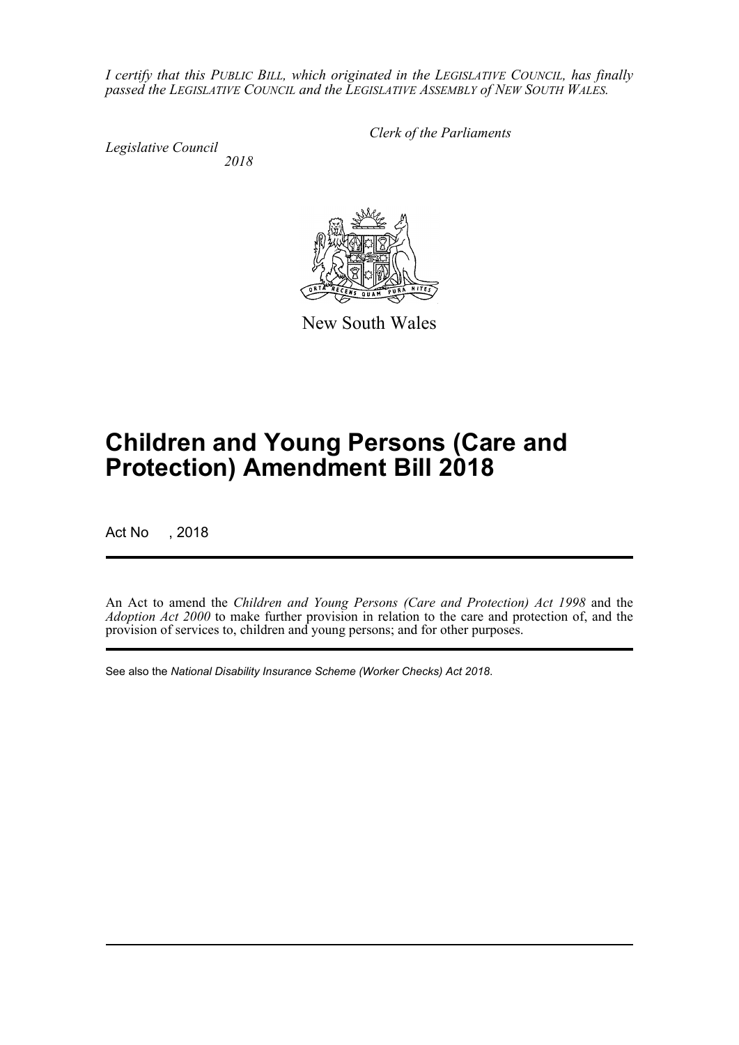*I certify that this PUBLIC BILL, which originated in the LEGISLATIVE COUNCIL, has finally passed the LEGISLATIVE COUNCIL and the LEGISLATIVE ASSEMBLY of NEW SOUTH WALES.*

*Clerk of the Parliaments*

*Legislative Council*

*2018*

New South Wales

# Children and Young Persons (Care and Protection) Amendment Bill 2018

Act No , 2018

An Act to amend the *Children and Young Persons (Care and Protection) Act 1998* and the *Adoption Act 2000* to make further provision in relation to the care and protection of, and the provision of services to, children and young persons; and for other purposes.

See also the *National Disability Insurance Scheme (Worker Checks) Act 2018*.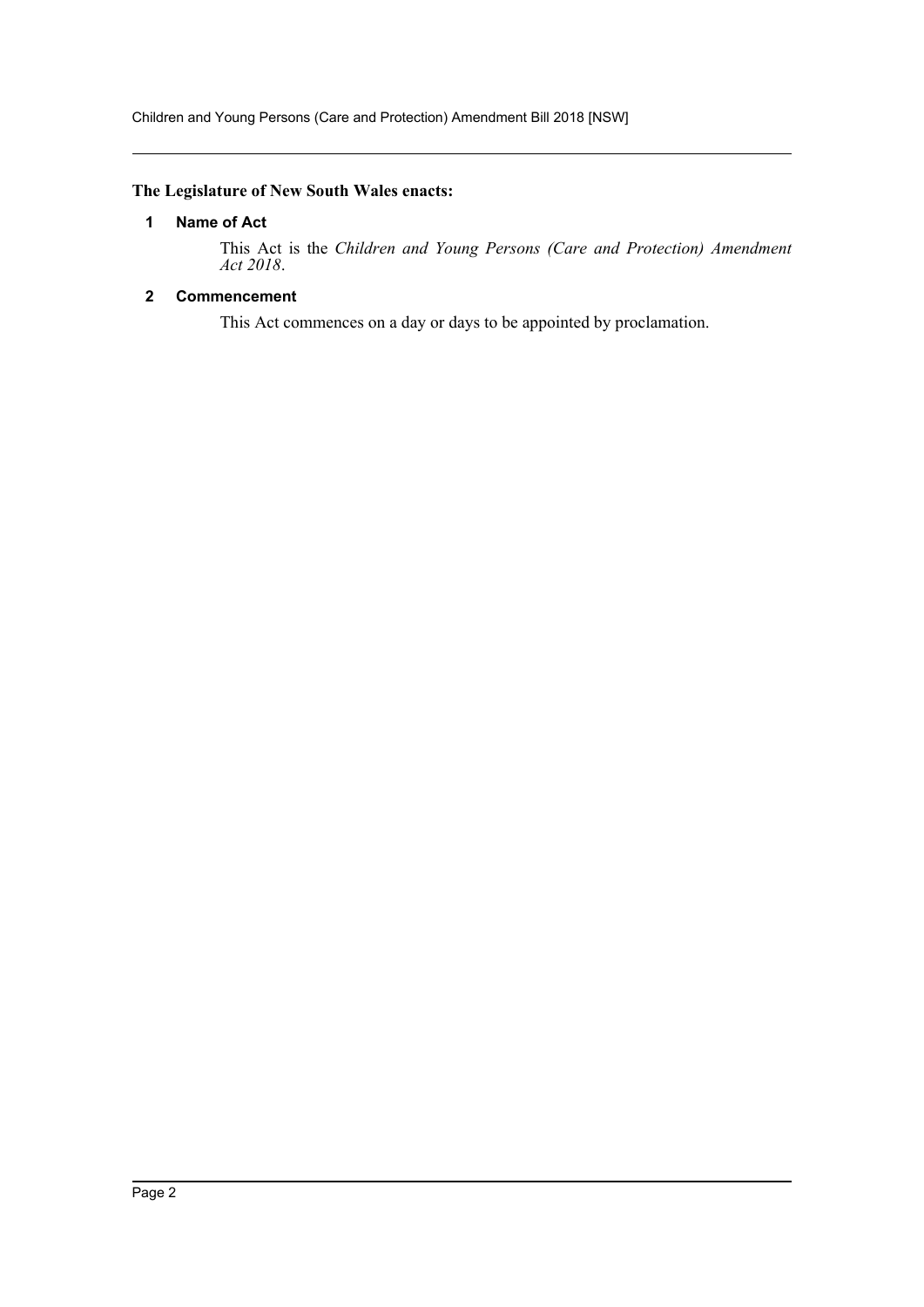**The Legislature of New South Wales enacts:**

## 1 Name of Act

This Act is the *Children and Young Persons (Care and Protection) Amendment Act 2018*.

## 2 Commencement

This Act commences on a day or days to be appointed by proclamation.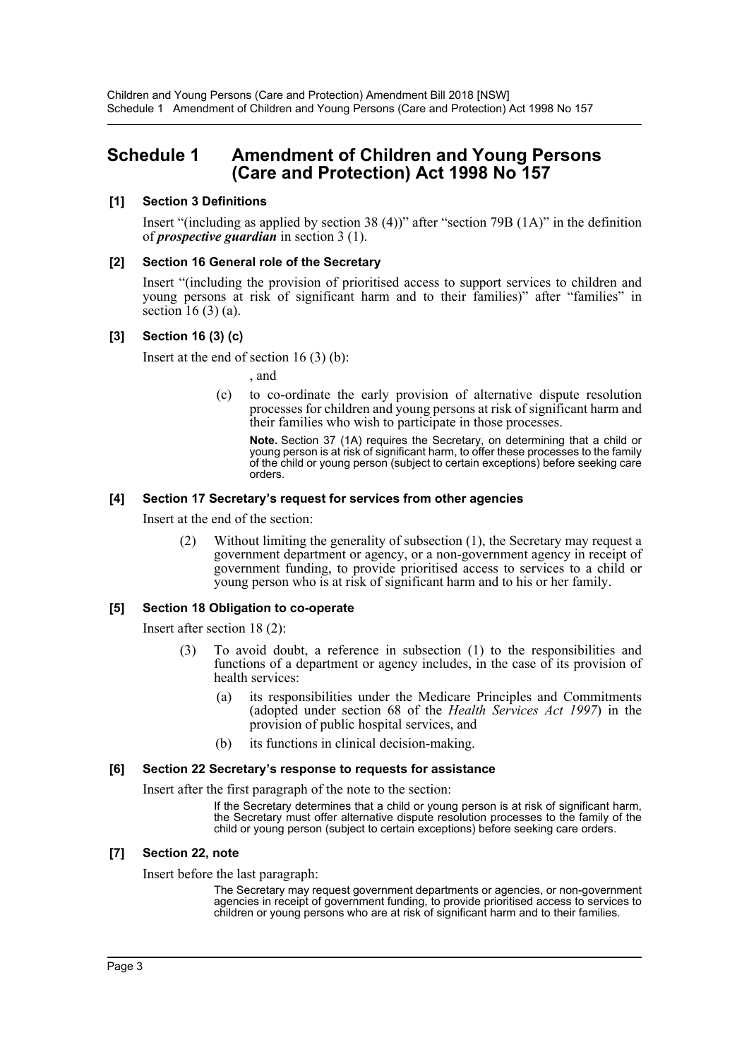## Schedule 1 Amendment of Children and Young Persons (Care and Protection) Act 1998 No 157

### [1] Section 3 Definitions

Insert "(including as applied by section 38 (4))" after "section 79B (1A)" in the definition of ***prospective guardian*** in section 3 (1).

### [2] Section 16 General role of the Secretary

Insert "(including the provision of prioritised access to support services to children and young persons at risk of significant harm and to their families)" after "families" in section 16 (3) (a).

### [3] Section 16 (3) (c)

Insert at the end of section 16 (3) (b):

, and

(c) to co-ordinate the early provision of alternative dispute resolution processes for children and young persons at risk of significant harm and their families who wish to participate in those processes.

**Note.** Section 37 (1A) requires the Secretary, on determining that a child or young person is at risk of significant harm, to offer these processes to the family of the child or young person (subject to certain exceptions) before seeking care orders.

### [4] Section 17 Secretary's request for services from other agencies

Insert at the end of the section:

(2) Without limiting the generality of subsection (1), the Secretary may request a government department or agency, or a non-government agency in receipt of government funding, to provide prioritised access to services to a child or young person who is at risk of significant harm and to his or her family.

### [5] Section 18 Obligation to co-operate

Insert after section 18 (2):

(3) To avoid doubt, a reference in subsection (1) to the responsibilities and functions of a department or agency includes, in the case of its provision of health services:

(a) its responsibilities under the Medicare Principles and Commitments (adopted under section 68 of the *Health Services Act 1997*) in the provision of public hospital services, and

(b) its functions in clinical decision-making.

### [6] Section 22 Secretary's response to requests for assistance

Insert after the first paragraph of the note to the section:

If the Secretary determines that a child or young person is at risk of significant harm, the Secretary must offer alternative dispute resolution processes to the family of the child or young person (subject to certain exceptions) before seeking care orders.

### [7] Section 22, note

Insert before the last paragraph:

The Secretary may request government departments or agencies, or non-government agencies in receipt of government funding, to provide prioritised access to services to children or young persons who are at risk of significant harm and to their families.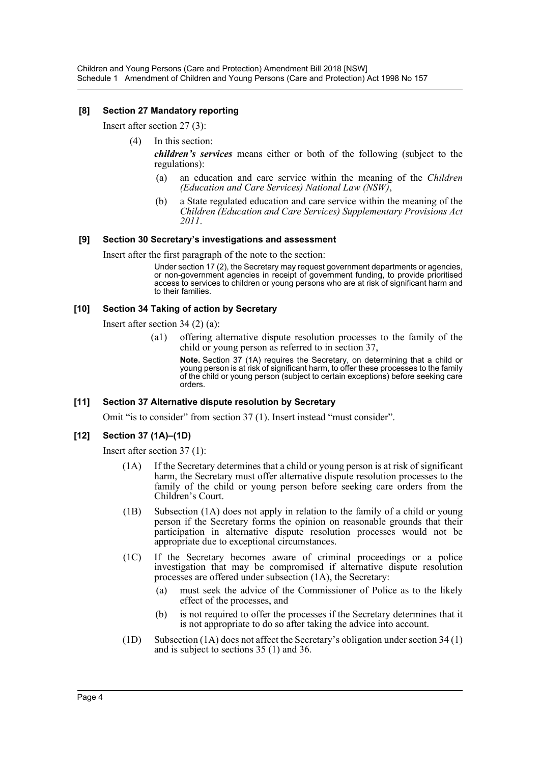**[8] Section 27 Mandatory reporting**

Insert after section 27 (3):

(4) In this section:

***children's services*** means either or both of the following (subject to the regulations):

(a) an education and care service within the meaning of the *Children (Education and Care Services) National Law (NSW)*,

(b) a State regulated education and care service within the meaning of the *Children (Education and Care Services) Supplementary Provisions Act 2011*.

**[9] Section 30 Secretary's investigations and assessment**

Insert after the first paragraph of the note to the section:

Under section 17 (2), the Secretary may request government departments or agencies, or non-government agencies in receipt of government funding, to provide prioritised access to services to children or young persons who are at risk of significant harm and to their families.

**[10] Section 34 Taking of action by Secretary**

Insert after section 34 (2) (a):

(a1) offering alternative dispute resolution processes to the family of the child or young person as referred to in section 37,

**Note.** Section 37 (1A) requires the Secretary, on determining that a child or young person is at risk of significant harm, to offer these processes to the family of the child or young person (subject to certain exceptions) before seeking care orders.

**[11] Section 37 Alternative dispute resolution by Secretary**

Omit "is to consider" from section 37 (1). Insert instead "must consider".

**[12] Section 37 (1A)–(1D)**

Insert after section 37 (1):

(1A) If the Secretary determines that a child or young person is at risk of significant harm, the Secretary must offer alternative dispute resolution processes to the family of the child or young person before seeking care orders from the Children's Court.

(1B) Subsection (1A) does not apply in relation to the family of a child or young person if the Secretary forms the opinion on reasonable grounds that their participation in alternative dispute resolution processes would not be appropriate due to exceptional circumstances.

(1C) If the Secretary becomes aware of criminal proceedings or a police investigation that may be compromised if alternative dispute resolution processes are offered under subsection (1A), the Secretary:

(a) must seek the advice of the Commissioner of Police as to the likely effect of the processes, and

(b) is not required to offer the processes if the Secretary determines that it is not appropriate to do so after taking the advice into account.

(1D) Subsection (1A) does not affect the Secretary's obligation under section 34 (1) and is subject to sections 35 (1) and 36.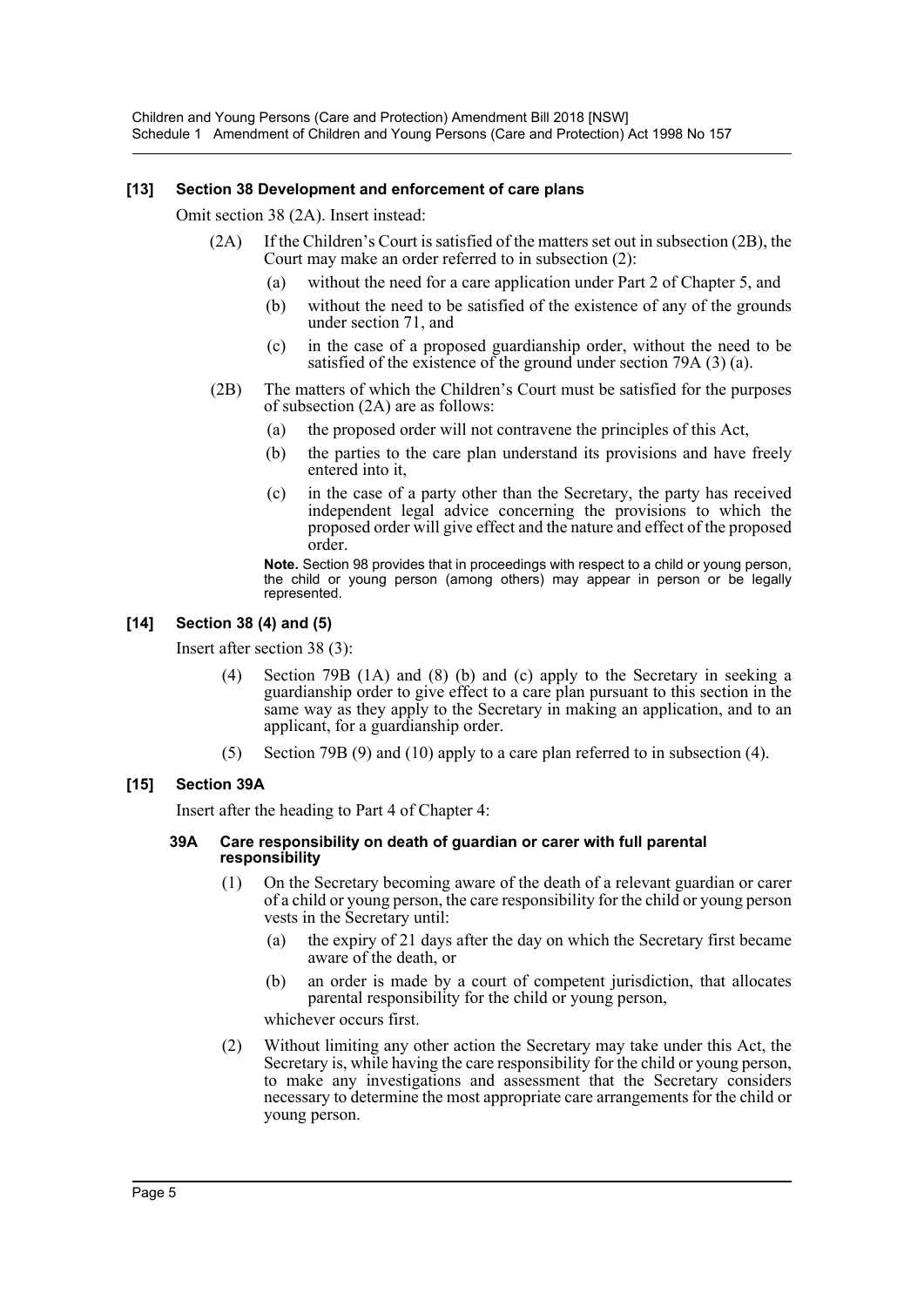**[13] Section 38 Development and enforcement of care plans**

Omit section 38 (2A). Insert instead:

(2A) If the Children's Court is satisfied of the matters set out in subsection (2B), the Court may make an order referred to in subsection (2):

(a) without the need for a care application under Part 2 of Chapter 5, and

(b) without the need to be satisfied of the existence of any of the grounds under section 71, and

(c) in the case of a proposed guardianship order, without the need to be satisfied of the existence of the ground under section 79A (3) (a).

(2B) The matters of which the Children's Court must be satisfied for the purposes of subsection (2A) are as follows:

(a) the proposed order will not contravene the principles of this Act,

(b) the parties to the care plan understand its provisions and have freely entered into it,

(c) in the case of a party other than the Secretary, the party has received independent legal advice concerning the provisions to which the proposed order will give effect and the nature and effect of the proposed order.

**Note.** Section 98 provides that in proceedings with respect to a child or young person, the child or young person (among others) may appear in person or be legally represented.

**[14] Section 38 (4) and (5)**

Insert after section 38 (3):

(4) Section 79B (1A) and (8) (b) and (c) apply to the Secretary in seeking a guardianship order to give effect to a care plan pursuant to this section in the same way as they apply to the Secretary in making an application, and to an applicant, for a guardianship order.

(5) Section 79B (9) and (10) apply to a care plan referred to in subsection (4).

**[15] Section 39A**

Insert after the heading to Part 4 of Chapter 4:

**39A Care responsibility on death of guardian or carer with full parental responsibility**

(1) On the Secretary becoming aware of the death of a relevant guardian or carer of a child or young person, the care responsibility for the child or young person vests in the Secretary until:

(a) the expiry of 21 days after the day on which the Secretary first became aware of the death, or

(b) an order is made by a court of competent jurisdiction, that allocates parental responsibility for the child or young person,

whichever occurs first.

(2) Without limiting any other action the Secretary may take under this Act, the Secretary is, while having the care responsibility for the child or young person, to make any investigations and assessment that the Secretary considers necessary to determine the most appropriate care arrangements for the child or young person.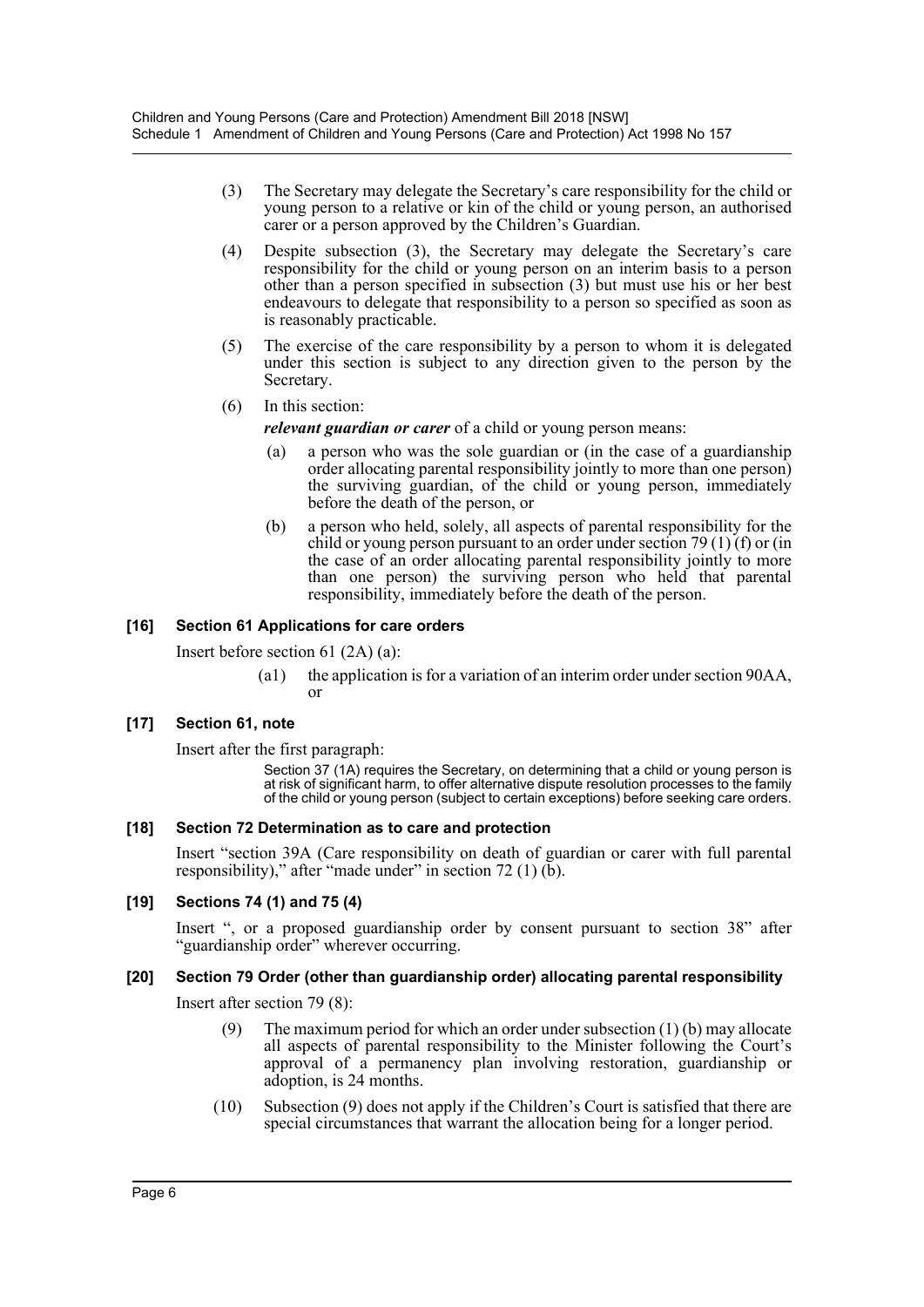(3) The Secretary may delegate the Secretary's care responsibility for the child or young person to a relative or kin of the child or young person, an authorised carer or a person approved by the Children's Guardian.

(4) Despite subsection (3), the Secretary may delegate the Secretary's care responsibility for the child or young person on an interim basis to a person other than a person specified in subsection (3) but must use his or her best endeavours to delegate that responsibility to a person so specified as soon as is reasonably practicable.

(5) The exercise of the care responsibility by a person to whom it is delegated under this section is subject to any direction given to the person by the Secretary.

(6) In this section:

***relevant guardian or carer*** of a child or young person means:

(a) a person who was the sole guardian or (in the case of a guardianship order allocating parental responsibility jointly to more than one person) the surviving guardian, of the child or young person, immediately before the death of the person, or

(b) a person who held, solely, all aspects of parental responsibility for the child or young person pursuant to an order under section 79 (1) (f) or (in the case of an order allocating parental responsibility jointly to more than one person) the surviving person who held that parental responsibility, immediately before the death of the person.

### [16] Section 61 Applications for care orders

Insert before section 61 (2A) (a):

(a1) the application is for a variation of an interim order under section 90AA, or

### [17] Section 61, note

Insert after the first paragraph:

Section 37 (1A) requires the Secretary, on determining that a child or young person is at risk of significant harm, to offer alternative dispute resolution processes to the family of the child or young person (subject to certain exceptions) before seeking care orders.

### [18] Section 72 Determination as to care and protection

Insert "section 39A (Care responsibility on death of guardian or carer with full parental responsibility)," after "made under" in section 72 (1) (b).

### [19] Sections 74 (1) and 75 (4)

Insert ", or a proposed guardianship order by consent pursuant to section 38" after "guardianship order" wherever occurring.

### [20] Section 79 Order (other than guardianship order) allocating parental responsibility

Insert after section 79 (8):

(9) The maximum period for which an order under subsection (1) (b) may allocate all aspects of parental responsibility to the Minister following the Court's approval of a permanency plan involving restoration, guardianship or adoption, is 24 months.

(10) Subsection (9) does not apply if the Children's Court is satisfied that there are special circumstances that warrant the allocation being for a longer period.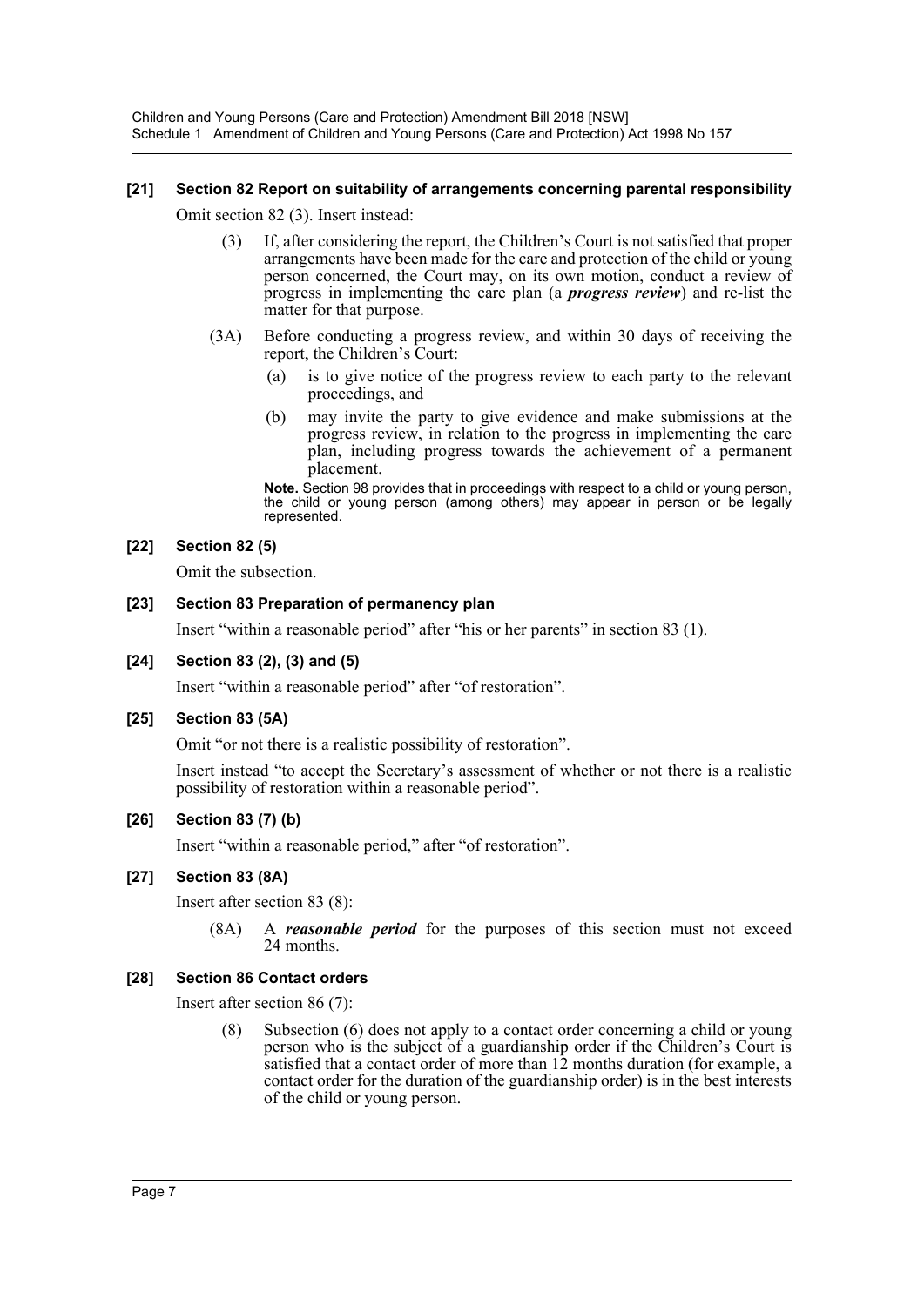### [21] Section 82 Report on suitability of arrangements concerning parental responsibility

Omit section 82 (3). Insert instead:

> (3) If, after considering the report, the Children's Court is not satisfied that proper arrangements have been made for the care and protection of the child or young person concerned, the Court may, on its own motion, conduct a review of progress in implementing the care plan (a ***progress review***) and re-list the matter for that purpose.
>
> (3A) Before conducting a progress review, and within 30 days of receiving the report, the Children's Court:
>
> (a) is to give notice of the progress review to each party to the relevant proceedings, and
>
> (b) may invite the party to give evidence and make submissions at the progress review, in relation to the progress in implementing the care plan, including progress towards the achievement of a permanent placement.
>
> **Note.** Section 98 provides that in proceedings with respect to a child or young person, the child or young person (among others) may appear in person or be legally represented.

### [22] Section 82 (5)

Omit the subsection.

### [23] Section 83 Preparation of permanency plan

Insert "within a reasonable period" after "his or her parents" in section 83 (1).

### [24] Section 83 (2), (3) and (5)

Insert "within a reasonable period" after "of restoration".

### [25] Section 83 (5A)

Omit "or not there is a realistic possibility of restoration".

Insert instead "to accept the Secretary's assessment of whether or not there is a realistic possibility of restoration within a reasonable period".

### [26] Section 83 (7) (b)

Insert "within a reasonable period," after "of restoration".

### [27] Section 83 (8A)

Insert after section 83 (8):

> (8A) A ***reasonable period*** for the purposes of this section must not exceed 24 months.

### [28] Section 86 Contact orders

Insert after section 86 (7):

> (8) Subsection (6) does not apply to a contact order concerning a child or young person who is the subject of a guardianship order if the Children's Court is satisfied that a contact order of more than 12 months duration (for example, a contact order for the duration of the guardianship order) is in the best interests of the child or young person.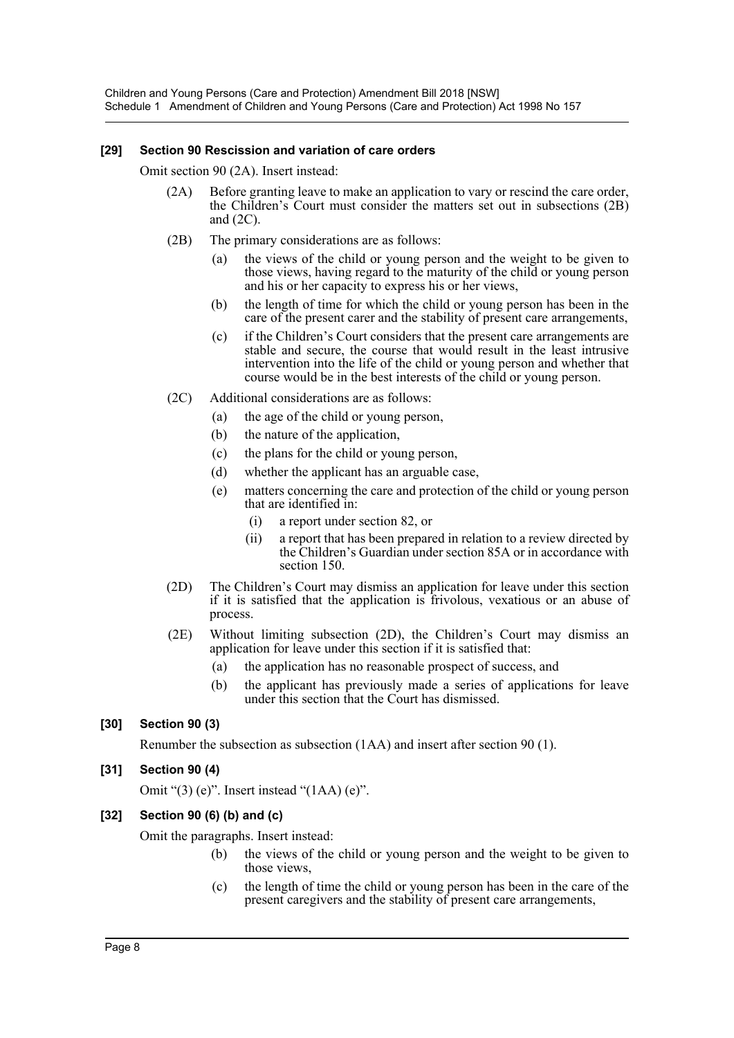**[29] Section 90 Rescission and variation of care orders**

Omit section 90 (2A). Insert instead:

(2A) Before granting leave to make an application to vary or rescind the care order, the Children's Court must consider the matters set out in subsections (2B) and (2C).

(2B) The primary considerations are as follows:

- (a) the views of the child or young person and the weight to be given to those views, having regard to the maturity of the child or young person and his or her capacity to express his or her views,
- (b) the length of time for which the child or young person has been in the care of the present carer and the stability of present care arrangements,
- (c) if the Children's Court considers that the present care arrangements are stable and secure, the course that would result in the least intrusive intervention into the life of the child or young person and whether that course would be in the best interests of the child or young person.

(2C) Additional considerations are as follows:

- (a) the age of the child or young person,
- (b) the nature of the application,
- (c) the plans for the child or young person,
- (d) whether the applicant has an arguable case,
- (e) matters concerning the care and protection of the child or young person that are identified in:
  - (i) a report under section 82, or
  - (ii) a report that has been prepared in relation to a review directed by the Children's Guardian under section 85A or in accordance with section 150.

(2D) The Children's Court may dismiss an application for leave under this section if it is satisfied that the application is frivolous, vexatious or an abuse of process.

(2E) Without limiting subsection (2D), the Children's Court may dismiss an application for leave under this section if it is satisfied that:

- (a) the application has no reasonable prospect of success, and
- (b) the applicant has previously made a series of applications for leave under this section that the Court has dismissed.

**[30] Section 90 (3)**

Renumber the subsection as subsection (1AA) and insert after section 90 (1).

**[31] Section 90 (4)**

Omit "(3) (e)". Insert instead "(1AA) (e)".

**[32] Section 90 (6) (b) and (c)**

Omit the paragraphs. Insert instead:

- (b) the views of the child or young person and the weight to be given to those views,
- (c) the length of time the child or young person has been in the care of the present caregivers and the stability of present care arrangements,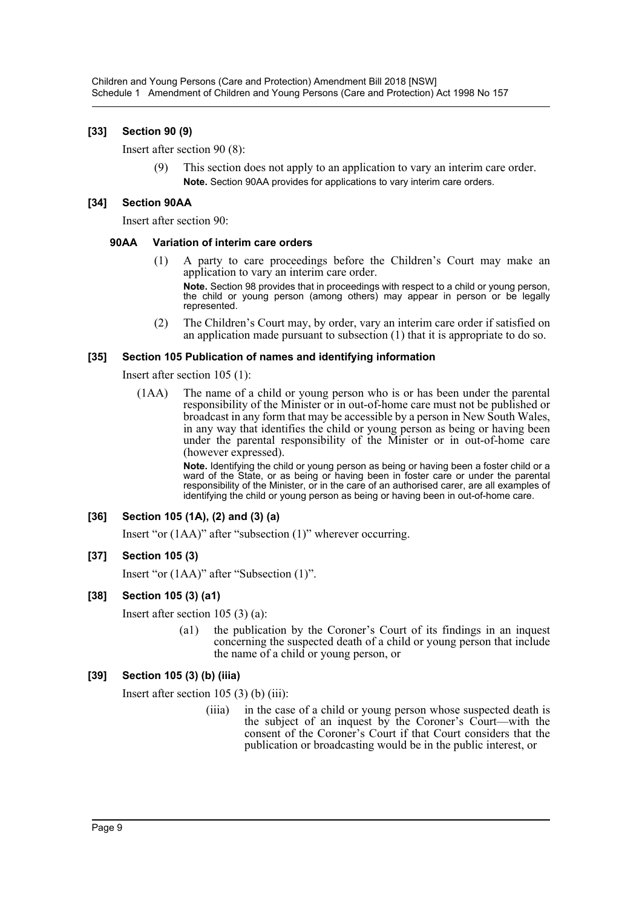### [33] Section 90 (9)

Insert after section 90 (8):

> (9) This section does not apply to an application to vary an interim care order.
>
> **Note.** Section 90AA provides for applications to vary interim care orders.

### [34] Section 90AA

Insert after section 90:

> **90AA Variation of interim care orders**
>
> (1) A party to care proceedings before the Children's Court may make an application to vary an interim care order.
>
> **Note.** Section 98 provides that in proceedings with respect to a child or young person, the child or young person (among others) may appear in person or be legally represented.
>
> (2) The Children's Court may, by order, vary an interim care order if satisfied on an application made pursuant to subsection (1) that it is appropriate to do so.

### [35] Section 105 Publication of names and identifying information

Insert after section 105 (1):

> (1AA) The name of a child or young person who is or has been under the parental responsibility of the Minister or in out-of-home care must not be published or broadcast in any form that may be accessible by a person in New South Wales, in any way that identifies the child or young person as being or having been under the parental responsibility of the Minister or in out-of-home care (however expressed).
>
> **Note.** Identifying the child or young person as being or having been a foster child or a ward of the State, or as being or having been in foster care or under the parental responsibility of the Minister, or in the care of an authorised carer, are all examples of identifying the child or young person as being or having been in out-of-home care.

### [36] Section 105 (1A), (2) and (3) (a)

Insert "or (1AA)" after "subsection (1)" wherever occurring.

### [37] Section 105 (3)

Insert "or (1AA)" after "Subsection (1)".

### [38] Section 105 (3) (a1)

Insert after section 105 (3) (a):

> (a1) the publication by the Coroner's Court of its findings in an inquest concerning the suspected death of a child or young person that include the name of a child or young person, or

### [39] Section 105 (3) (b) (iiia)

Insert after section 105 (3) (b) (iii):

> (iiia) in the case of a child or young person whose suspected death is the subject of an inquest by the Coroner's Court—with the consent of the Coroner's Court if that Court considers that the publication or broadcasting would be in the public interest, or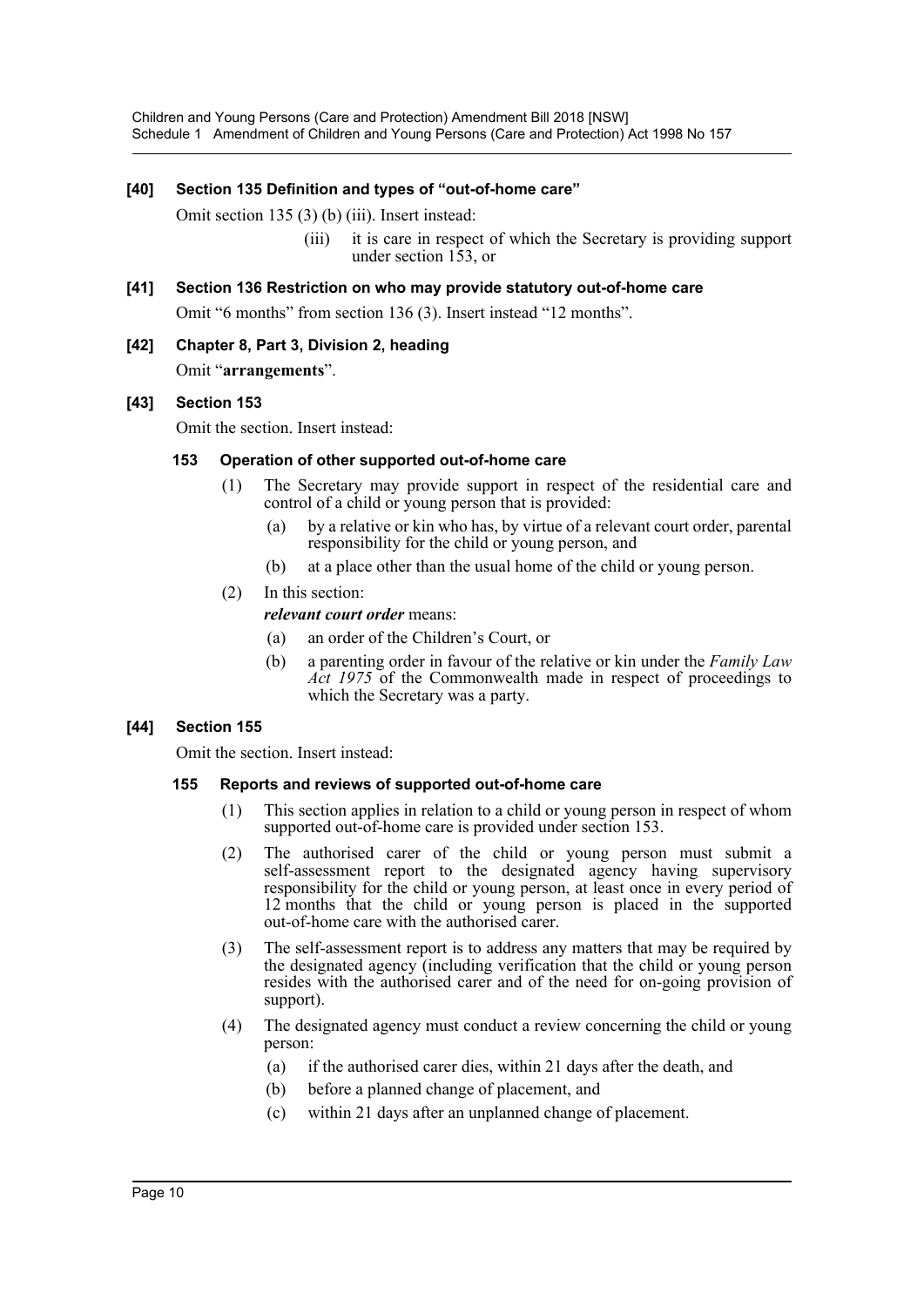**[40] Section 135 Definition and types of "out-of-home care"**

Omit section 135 (3) (b) (iii). Insert instead:

> (iii) it is care in respect of which the Secretary is providing support under section 153, or

**[41] Section 136 Restriction on who may provide statutory out-of-home care**

Omit "6 months" from section 136 (3). Insert instead "12 months".

**[42] Chapter 8, Part 3, Division 2, heading**

Omit "**arrangements**".

**[43] Section 153**

Omit the section. Insert instead:

**153 Operation of other supported out-of-home care**

(1) The Secretary may provide support in respect of the residential care and control of a child or young person that is provided:

- (a) by a relative or kin who has, by virtue of a relevant court order, parental responsibility for the child or young person, and
- (b) at a place other than the usual home of the child or young person.

(2) In this section:

***relevant court order*** means:

- (a) an order of the Children's Court, or
- (b) a parenting order in favour of the relative or kin under the *Family Law Act 1975* of the Commonwealth made in respect of proceedings to which the Secretary was a party.

**[44] Section 155**

Omit the section. Insert instead:

**155 Reports and reviews of supported out-of-home care**

(1) This section applies in relation to a child or young person in respect of whom supported out-of-home care is provided under section 153.

(2) The authorised carer of the child or young person must submit a self-assessment report to the designated agency having supervisory responsibility for the child or young person, at least once in every period of 12 months that the child or young person is placed in the supported out-of-home care with the authorised carer.

(3) The self-assessment report is to address any matters that may be required by the designated agency (including verification that the child or young person resides with the authorised carer and of the need for on-going provision of support).

(4) The designated agency must conduct a review concerning the child or young person:

- (a) if the authorised carer dies, within 21 days after the death, and
- (b) before a planned change of placement, and
- (c) within 21 days after an unplanned change of placement.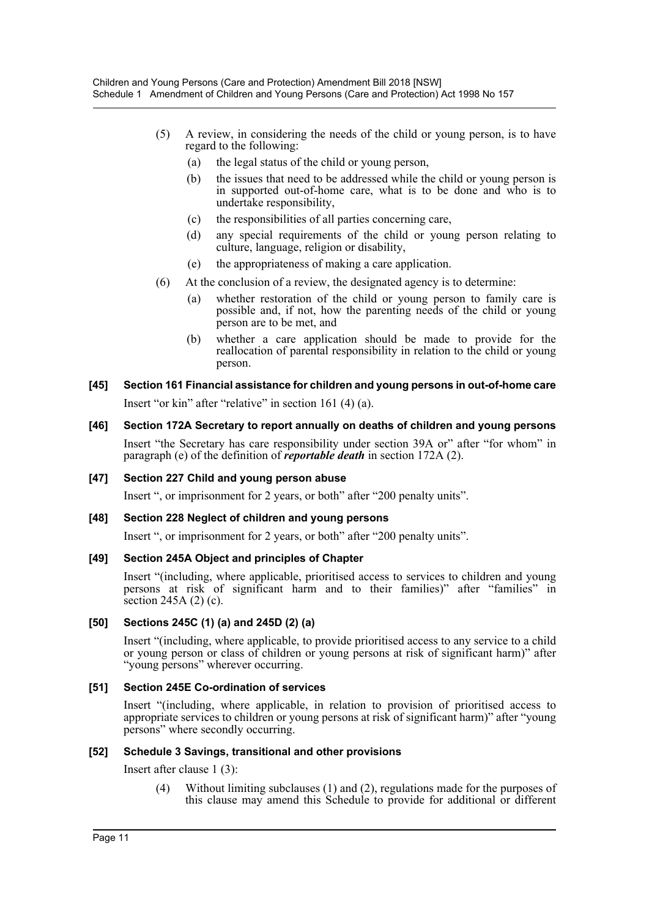(5) A review, in considering the needs of the child or young person, is to have regard to the following:

(a) the legal status of the child or young person,

(b) the issues that need to be addressed while the child or young person is in supported out-of-home care, what is to be done and who is to undertake responsibility,

(c) the responsibilities of all parties concerning care,

(d) any special requirements of the child or young person relating to culture, language, religion or disability,

(e) the appropriateness of making a care application.

(6) At the conclusion of a review, the designated agency is to determine:

(a) whether restoration of the child or young person to family care is possible and, if not, how the parenting needs of the child or young person are to be met, and

(b) whether a care application should be made to provide for the reallocation of parental responsibility in relation to the child or young person.

#### [45] Section 161 Financial assistance for children and young persons in out-of-home care

Insert "or kin" after "relative" in section 161 (4) (a).

#### [46] Section 172A Secretary to report annually on deaths of children and young persons

Insert "the Secretary has care responsibility under section 39A or" after "for whom" in paragraph (e) of the definition of ***reportable death*** in section 172A (2).

#### [47] Section 227 Child and young person abuse

Insert ", or imprisonment for 2 years, or both" after "200 penalty units".

#### [48] Section 228 Neglect of children and young persons

Insert ", or imprisonment for 2 years, or both" after "200 penalty units".

#### [49] Section 245A Object and principles of Chapter

Insert "(including, where applicable, prioritised access to services to children and young persons at risk of significant harm and to their families)" after "families" in section 245A (2) (c).

#### [50] Sections 245C (1) (a) and 245D (2) (a)

Insert "(including, where applicable, to provide prioritised access to any service to a child or young person or class of children or young persons at risk of significant harm)" after "young persons" wherever occurring.

#### [51] Section 245E Co-ordination of services

Insert "(including, where applicable, in relation to provision of prioritised access to appropriate services to children or young persons at risk of significant harm)" after "young persons" where secondly occurring.

#### [52] Schedule 3 Savings, transitional and other provisions

Insert after clause 1 (3):

(4) Without limiting subclauses (1) and (2), regulations made for the purposes of this clause may amend this Schedule to provide for additional or different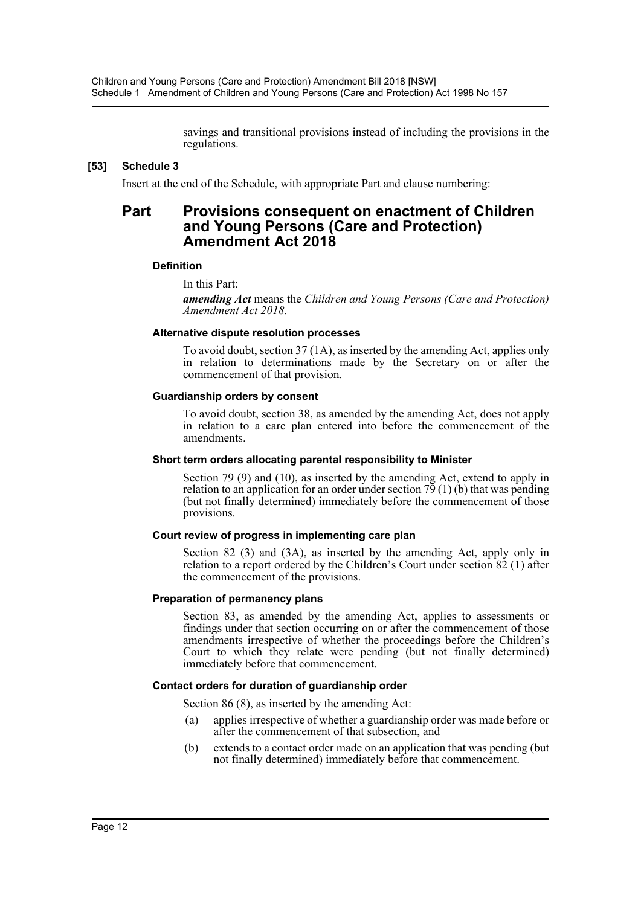savings and transitional provisions instead of including the provisions in the regulations.

**[53] Schedule 3**

Insert at the end of the Schedule, with appropriate Part and clause numbering:

## Part Provisions consequent on enactment of Children and Young Persons (Care and Protection) Amendment Act 2018

#### Definition

In this Part:

***amending Act*** means the *Children and Young Persons (Care and Protection) Amendment Act 2018*.

#### Alternative dispute resolution processes

To avoid doubt, section 37 (1A), as inserted by the amending Act, applies only in relation to determinations made by the Secretary on or after the commencement of that provision.

#### Guardianship orders by consent

To avoid doubt, section 38, as amended by the amending Act, does not apply in relation to a care plan entered into before the commencement of the amendments.

#### Short term orders allocating parental responsibility to Minister

Section 79 (9) and (10), as inserted by the amending Act, extend to apply in relation to an application for an order under section 79 (1) (b) that was pending (but not finally determined) immediately before the commencement of those provisions.

#### Court review of progress in implementing care plan

Section 82 (3) and (3A), as inserted by the amending Act, apply only in relation to a report ordered by the Children's Court under section 82 (1) after the commencement of the provisions.

#### Preparation of permanency plans

Section 83, as amended by the amending Act, applies to assessments or findings under that section occurring on or after the commencement of those amendments irrespective of whether the proceedings before the Children's Court to which they relate were pending (but not finally determined) immediately before that commencement.

#### Contact orders for duration of guardianship order

Section 86 (8), as inserted by the amending Act:

(a) applies irrespective of whether a guardianship order was made before or after the commencement of that subsection, and

(b) extends to a contact order made on an application that was pending (but not finally determined) immediately before that commencement.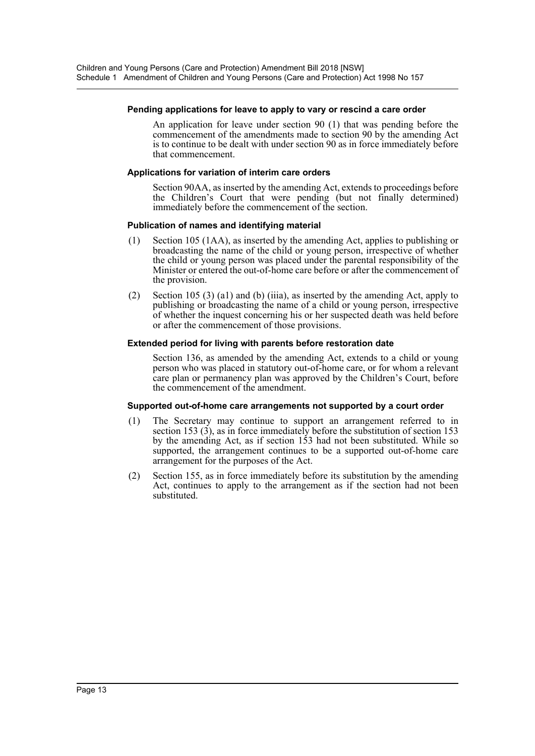#### Pending applications for leave to apply to vary or rescind a care order

An application for leave under section 90 (1) that was pending before the commencement of the amendments made to section 90 by the amending Act is to continue to be dealt with under section 90 as in force immediately before that commencement.

#### Applications for variation of interim care orders

Section 90AA, as inserted by the amending Act, extends to proceedings before the Children's Court that were pending (but not finally determined) immediately before the commencement of the section.

#### Publication of names and identifying material

(1) Section 105 (1AA), as inserted by the amending Act, applies to publishing or broadcasting the name of the child or young person, irrespective of whether the child or young person was placed under the parental responsibility of the Minister or entered the out-of-home care before or after the commencement of the provision.

(2) Section 105 (3) (a1) and (b) (iiia), as inserted by the amending Act, apply to publishing or broadcasting the name of a child or young person, irrespective of whether the inquest concerning his or her suspected death was held before or after the commencement of those provisions.

#### Extended period for living with parents before restoration date

Section 136, as amended by the amending Act, extends to a child or young person who was placed in statutory out-of-home care, or for whom a relevant care plan or permanency plan was approved by the Children's Court, before the commencement of the amendment.

#### Supported out-of-home care arrangements not supported by a court order

(1) The Secretary may continue to support an arrangement referred to in section 153 (3), as in force immediately before the substitution of section 153 by the amending Act, as if section 153 had not been substituted. While so supported, the arrangement continues to be a supported out-of-home care arrangement for the purposes of the Act.

(2) Section 155, as in force immediately before its substitution by the amending Act, continues to apply to the arrangement as if the section had not been substituted.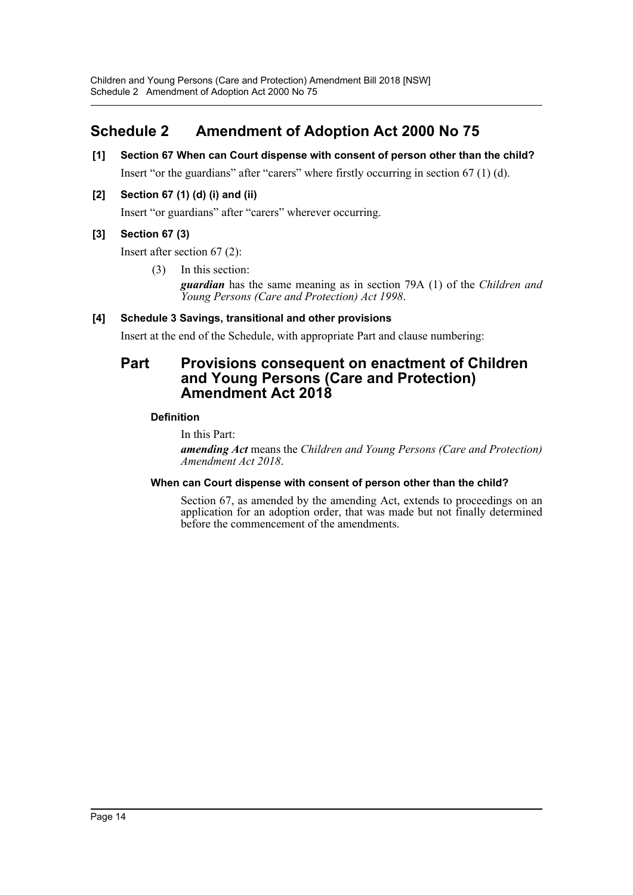# Schedule 2 Amendment of Adoption Act 2000 No 75

**[1] Section 67 When can Court dispense with consent of person other than the child?**

Insert "or the guardians" after "carers" where firstly occurring in section 67 (1) (d).

**[2] Section 67 (1) (d) (i) and (ii)**

Insert "or guardians" after "carers" wherever occurring.

**[3] Section 67 (3)**

Insert after section 67 (2):

(3) In this section:

***guardian*** has the same meaning as in section 79A (1) of the *Children and Young Persons (Care and Protection) Act 1998*.

**[4] Schedule 3 Savings, transitional and other provisions**

Insert at the end of the Schedule, with appropriate Part and clause numbering:

## Part Provisions consequent on enactment of Children and Young Persons (Care and Protection) Amendment Act 2018

**Definition**

In this Part:

***amending Act*** means the *Children and Young Persons (Care and Protection) Amendment Act 2018*.

**When can Court dispense with consent of person other than the child?**

Section 67, as amended by the amending Act, extends to proceedings on an application for an adoption order, that was made but not finally determined before the commencement of the amendments.